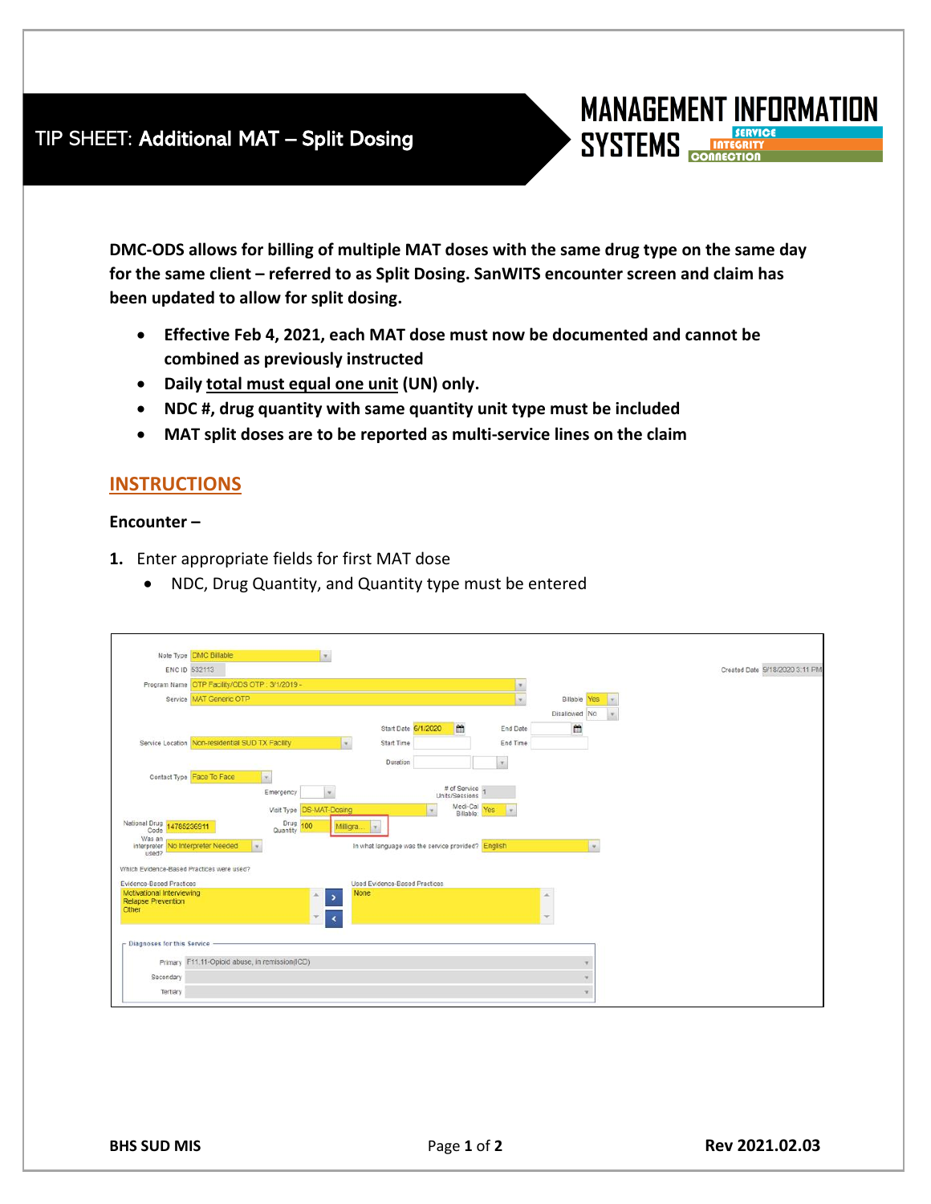# TIP SHEET: Additional MAT – Split Dosing

MANAGEMENT INFORMATION SYSTEMS — SERVICE INTEGRITY CONNECTION

**DMC-ODS allows for billing of multiple MAT doses with the same drug type on the same day for the same client – referred to as Split Dosing. SanWITS encounter screen and claim has been updated to allow for split dosing.**

- **Effective Feb 4, 2021, each MAT dose must now be documented and cannot be combined as previously instructed**
- **Daily <u>total must equal one unit</u> (UN) only.**
- **NDC #, drug quantity with same quantity unit type must be included**
- **MAT split doses are to be reported as multi-service lines on the claim**

## INSTRUCTIONS

**Encounter –**

1. Enter appropriate fields for first MAT dose
   - NDC, Drug Quantity, and Quantity type must be entered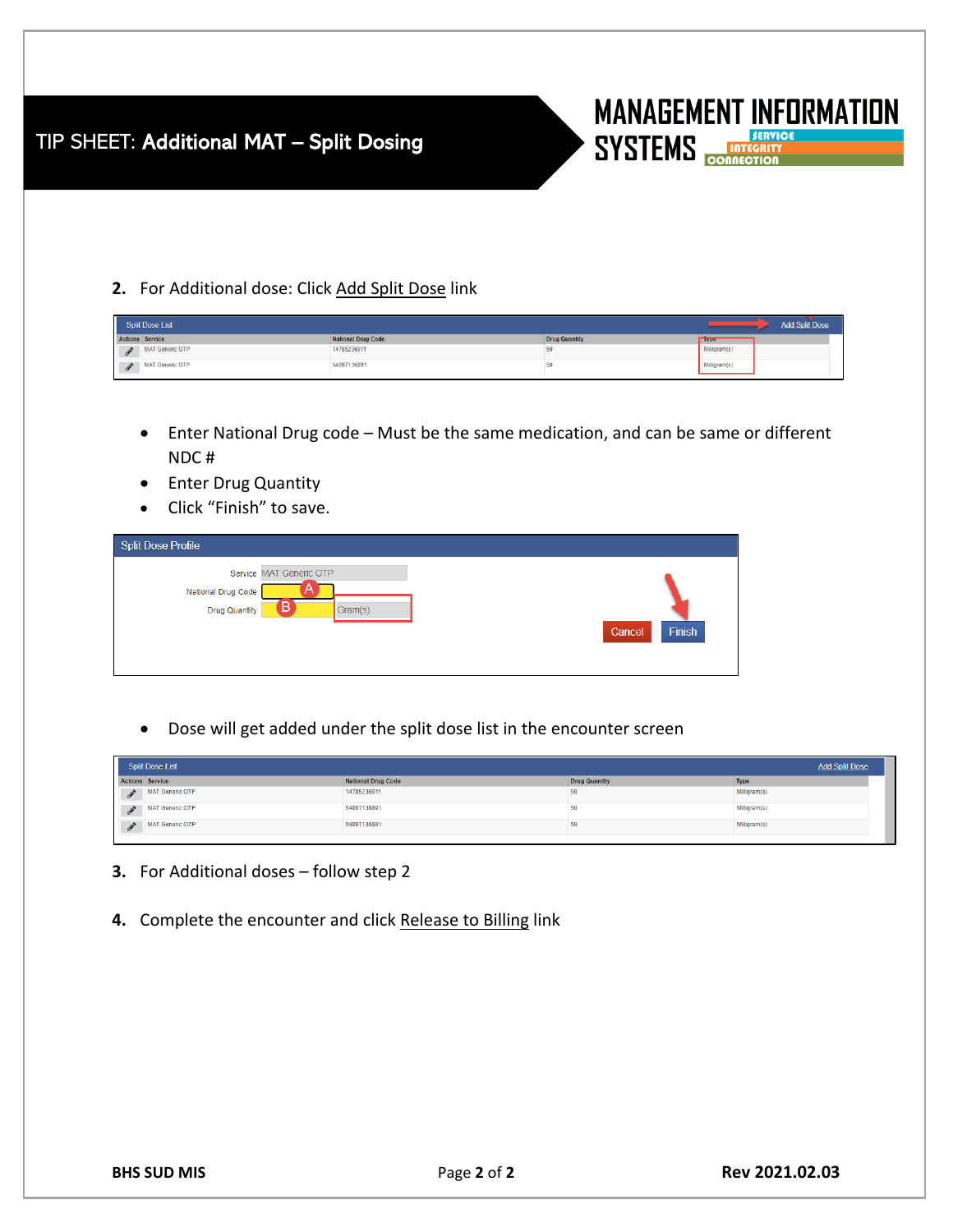TIP SHEET: **Additional MAT – Split Dosing**

2. For Additional dose: Click Add Split Dose link

| Actions | Service | National Drug Code | Drug Quantity | Type |
|---|---|---|---|---|
| | MAT Generic OTP | 14785236911 | 50 | Milligram(s) |
| | MAT Generic OTP | 54897136891 | 50 | Milligram(s) |

- Enter National Drug code – Must be the same medication, and can be same or different NDC #
- Enter Drug Quantity
- Click "Finish" to save.

Split Dose Profile

Service: MAT Generic OTP
National Drug Code: A
Drug Quantity: B Gram(s)

Cancel Finish

- Dose will get added under the split dose list in the encounter screen

| Actions | Service | National Drug Code | Drug Quantity | Type |
|---|---|---|---|---|
| | MAT Generic OTP | 14785236911 | 50 | Milligram(s) |
| | MAT Generic OTP | 54897136891 | 50 | Milligram(s) |
| | MAT Generic OTP | 54897136891 | 50 | Milligram(s) |

3. For Additional doses – follow step 2

4. Complete the encounter and click Release to Billing link

**BHS SUD MIS** **Rev 2021.02.03**